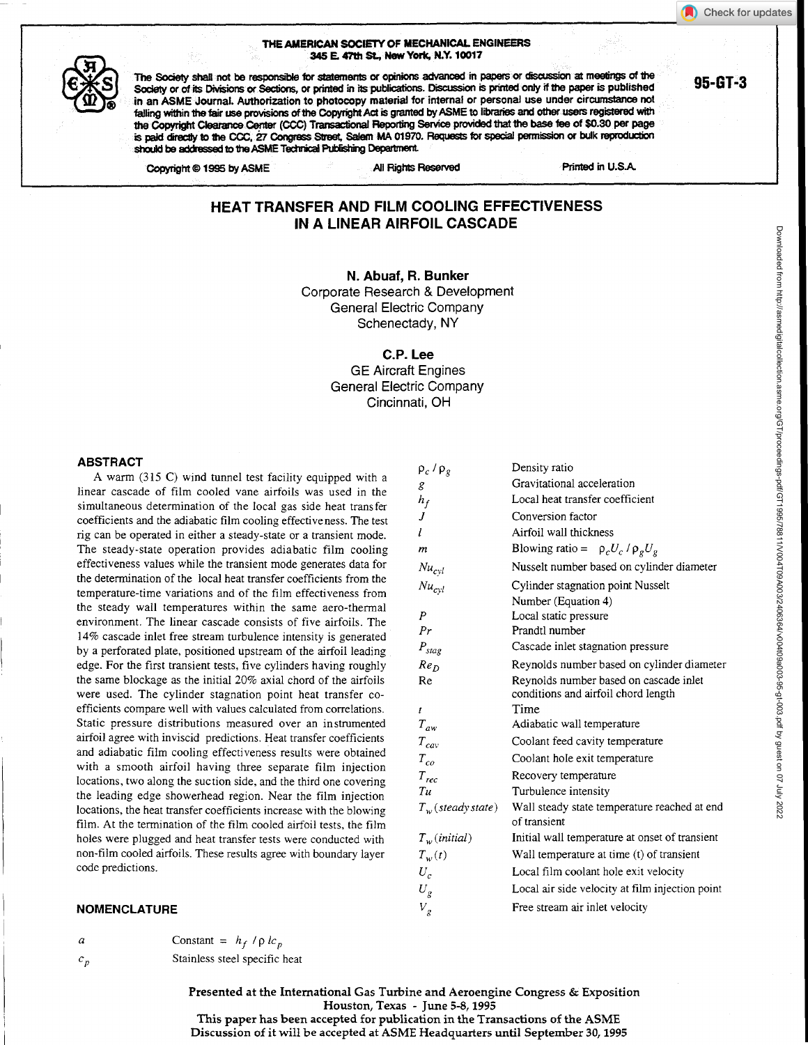THE AMERICAN SOCIETY OF MECHANICAL ENGINEERS
345 E. 47th St., New York, N.Y. 10017

The Society shall not be responsible for statements or opinions advanced in papers or discussion at meetings of the Society or of its Divisions or Sections, or printed in its publications. Discussion is printed only if the paper is published in an ASME Journal. Authorization to photocopy material for internal or personal use under circumstance not falling within the fair use provisions of the Copyright Act is granted by ASME to libraries and other users registered with the Copyright Clearance Center (CCC) Transactional Reporting Service provided that the base fee of $0.30 per page is paid directly to the CCC, 27 Congress Street, Salem MA 01970. Requests for special permission or bulk reproduction should be addressed to the ASME Technical Publishing Department.

**95-GT-3**

Copyright © 1995 by ASME — All Rights Reserved — Printed in U.S.A.

# HEAT TRANSFER AND FILM COOLING EFFECTIVENESS IN A LINEAR AIRFOIL CASCADE

**N. Abuaf, R. Bunker**
Corporate Research & Development
General Electric Company
Schenectady, NY

**C.P. Lee**
GE Aircraft Engines
General Electric Company
Cincinnati, OH

## ABSTRACT

A warm (315 C) wind tunnel test facility equipped with a linear cascade of film cooled vane airfoils was used in the simultaneous determination of the local gas side heat transfer coefficients and the adiabatic film cooling effectiveness. The test rig can be operated in either a steady-state or a transient mode. The steady-state operation provides adiabatic film cooling effectiveness values while the transient mode generates data for the determination of the local heat transfer coefficients from the temperature-time variations and of the film effectiveness from the steady wall temperatures within the same aero-thermal environment. The linear cascade consists of five airfoils. The 14% cascade inlet free stream turbulence intensity is generated by a perforated plate, positioned upstream of the airfoil leading edge. For the first transient tests, five cylinders having roughly the same blockage as the initial 20% axial chord of the airfoils were used. The cylinder stagnation point heat transfer coefficients compare well with values calculated from correlations. Static pressure distributions measured over an instrumented airfoil agree with inviscid predictions. Heat transfer coefficients and adiabatic film cooling effectiveness results were obtained with a smooth airfoil having three separate film injection locations, two along the suction side, and the third one covering the leading edge showerhead region. Near the film injection locations, the heat transfer coefficients increase with the blowing film. At the termination of the film cooled airfoil tests, the film holes were plugged and heat transfer tests were conducted with non-film cooled airfoils. These results agree with boundary layer code predictions.

## NOMENCLATURE

| | |
|---|---|
| $a$ | Constant $= h_f / \rho l c_p$ |
| $c_p$ | Stainless steel specific heat |
| $\rho_c / \rho_g$ | Density ratio |
| $g$ | Gravitational acceleration |
| $h_f$ | Local heat transfer coefficient |
| $J$ | Conversion factor |
| $l$ | Airfoil wall thickness |
| $m$ | Blowing ratio $= \rho_c U_c / \rho_g U_g$ |
| $Nu_{cyl}$ | Nusselt number based on cylinder diameter |
| $Nu_{cyl}$ | Cylinder stagnation point Nusselt Number (Equation 4) |
| $P$ | Local static pressure |
| $Pr$ | Prandtl number |
| $P_{stag}$ | Cascade inlet stagnation pressure |
| $Re_D$ | Reynolds number based on cylinder diameter |
| Re | Reynolds number based on cascade inlet conditions and airfoil chord length |
| $t$ | Time |
| $T_{aw}$ | Adiabatic wall temperature |
| $T_{cav}$ | Coolant feed cavity temperature |
| $T_{co}$ | Coolant hole exit temperature |
| $T_{rec}$ | Recovery temperature |
| $Tu$ | Turbulence intensity |
| $T_w(steady\,state)$ | Wall steady state temperature reached at end of transient |
| $T_w(initial)$ | Initial wall temperature at onset of transient |
| $T_w(t)$ | Wall temperature at time (t) of transient |
| $U_c$ | Local film coolant hole exit velocity |
| $U_g$ | Local air side velocity at film injection point |
| $V_g$ | Free stream air inlet velocity |

Presented at the International Gas Turbine and Aeroengine Congress & Exposition
Houston, Texas - June 5-8, 1995
This paper has been accepted for publication in the Transactions of the ASME
Discussion of it will be accepted at ASME Headquarters until September 30, 1995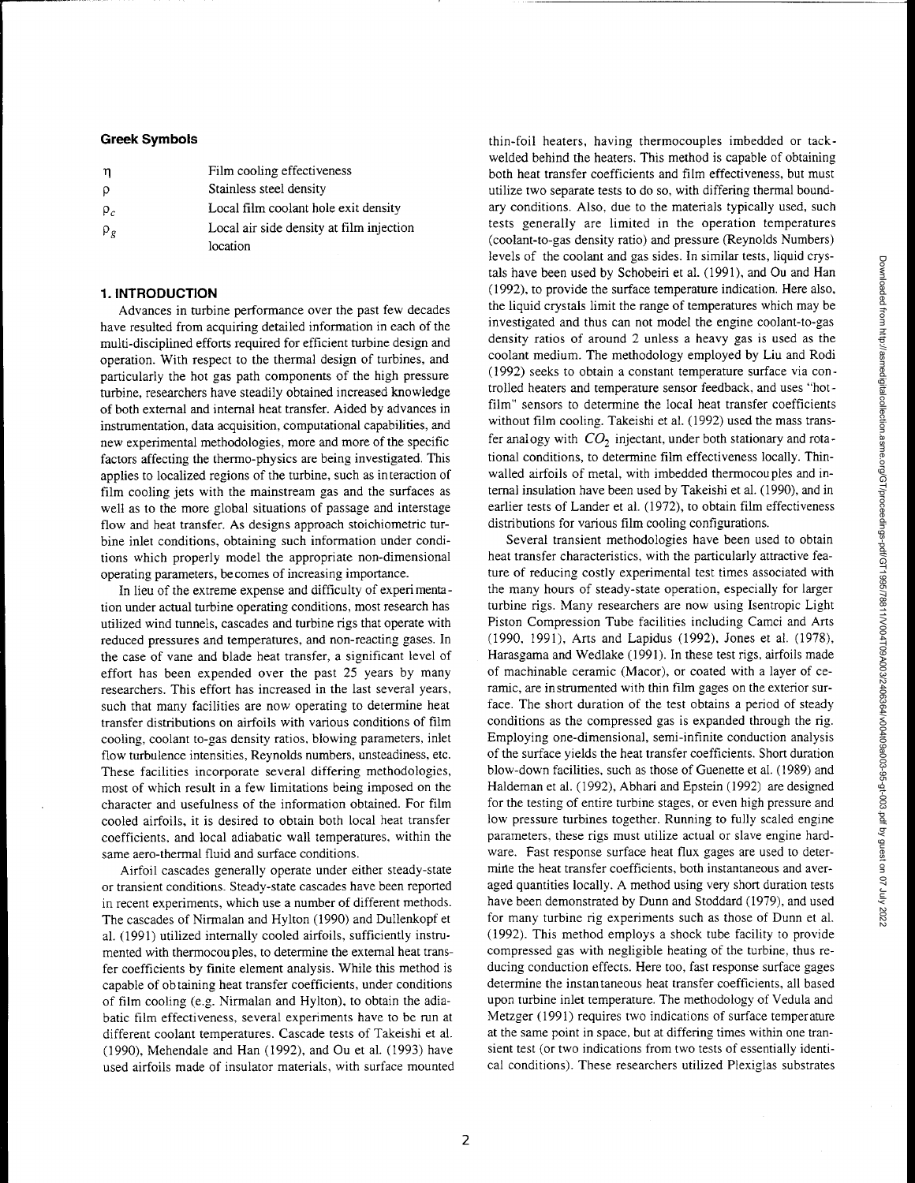### Greek Symbols

| | |
|---|---|
| $\eta$ | Film cooling effectiveness |
| $\rho$ | Stainless steel density |
| $\rho_c$ | Local film coolant hole exit density |
| $\rho_g$ | Local air side density at film injection location |

## 1. INTRODUCTION

Advances in turbine performance over the past few decades have resulted from acquiring detailed information in each of the multi-disciplined efforts required for efficient turbine design and operation. With respect to the thermal design of turbines, and particularly the hot gas path components of the high pressure turbine, researchers have steadily obtained increased knowledge of both external and internal heat transfer. Aided by advances in instrumentation, data acquisition, computational capabilities, and new experimental methodologies, more and more of the specific factors affecting the thermo-physics are being investigated. This applies to localized regions of the turbine, such as interaction of film cooling jets with the mainstream gas and the surfaces as well as to the more global situations of passage and interstage flow and heat transfer. As designs approach stoichiometric turbine inlet conditions, obtaining such information under conditions which properly model the appropriate non-dimensional operating parameters, becomes of increasing importance.

In lieu of the extreme expense and difficulty of experimentation under actual turbine operating conditions, most research has utilized wind tunnels, cascades and turbine rigs that operate with reduced pressures and temperatures, and non-reacting gases. In the case of vane and blade heat transfer, a significant level of effort has been expended over the past 25 years by many researchers. This effort has increased in the last several years, such that many facilities are now operating to determine heat transfer distributions on airfoils with various conditions of film cooling, coolant to-gas density ratios, blowing parameters, inlet flow turbulence intensities, Reynolds numbers, unsteadiness, etc. These facilities incorporate several differing methodologies, most of which result in a few limitations being imposed on the character and usefulness of the information obtained. For film cooled airfoils, it is desired to obtain both local heat transfer coefficients, and local adiabatic wall temperatures, within the same aero-thermal fluid and surface conditions.

Airfoil cascades generally operate under either steady-state or transient conditions. Steady-state cascades have been reported in recent experiments, which use a number of different methods. The cascades of Nirmalan and Hylton (1990) and Dullenkopf et al. (1991) utilized internally cooled airfoils, sufficiently instrumented with thermocouples, to determine the external heat transfer coefficients by finite element analysis. While this method is capable of obtaining heat transfer coefficients, under conditions of film cooling (e.g. Nirmalan and Hylton), to obtain the adiabatic film effectiveness, several experiments have to be run at different coolant temperatures. Cascade tests of Takeishi et al. (1990), Mehendale and Han (1992), and Ou et al. (1993) have used airfoils made of insulator materials, with surface mounted thin-foil heaters, having thermocouples imbedded or tack-welded behind the heaters. This method is capable of obtaining both heat transfer coefficients and film effectiveness, but must utilize two separate tests to do so, with differing thermal boundary conditions. Also, due to the materials typically used, such tests generally are limited in the operation temperatures (coolant-to-gas density ratio) and pressure (Reynolds Numbers) levels of the coolant and gas sides. In similar tests, liquid crystals have been used by Schobeiri et al. (1991), and Ou and Han (1992), to provide the surface temperature indication. Here also, the liquid crystals limit the range of temperatures which may be investigated and thus can not model the engine coolant-to-gas density ratios of around 2 unless a heavy gas is used as the coolant medium. The methodology employed by Liu and Rodi (1992) seeks to obtain a constant temperature surface via controlled heaters and temperature sensor feedback, and uses "hot-film" sensors to determine the local heat transfer coefficients without film cooling. Takeishi et al. (1992) used the mass transfer analogy with $CO_2$ injectant, under both stationary and rotational conditions, to determine film effectiveness locally. Thin-walled airfoils of metal, with imbedded thermocouples and internal insulation have been used by Takeishi et al. (1990), and in earlier tests of Lander et al. (1972), to obtain film effectiveness distributions for various film cooling configurations.

Several transient methodologies have been used to obtain heat transfer characteristics, with the particularly attractive feature of reducing costly experimental test times associated with the many hours of steady-state operation, especially for larger turbine rigs. Many researchers are now using Isentropic Light Piston Compression Tube facilities including Camci and Arts (1990, 1991), Arts and Lapidus (1992), Jones et al. (1978), Harasgama and Wedlake (1991). In these test rigs, airfoils made of machinable ceramic (Macor), or coated with a layer of ceramic, are instrumented with thin film gages on the exterior surface. The short duration of the test obtains a period of steady conditions as the compressed gas is expanded through the rig. Employing one-dimensional, semi-infinite conduction analysis of the surface yields the heat transfer coefficients. Short duration blow-down facilities, such as those of Guenette et al. (1989) and Haldeman et al. (1992), Abhari and Epstein (1992) are designed for the testing of entire turbine stages, or even high pressure and low pressure turbines together. Running to fully scaled engine parameters, these rigs must utilize actual or slave engine hardware. Fast response surface heat flux gages are used to determine the heat transfer coefficients, both instantaneous and averaged quantities locally. A method using very short duration tests have been demonstrated by Dunn and Stoddard (1979), and used for many turbine rig experiments such as those of Dunn et al. (1992). This method employs a shock tube facility to provide compressed gas with negligible heating of the turbine, thus reducing conduction effects. Here too, fast response surface gages determine the instantaneous heat transfer coefficients, all based upon turbine inlet temperature. The methodology of Vedula and Metzger (1991) requires two indications of surface temperature at the same point in space, but at differing times within one transient test (or two indications from two tests of essentially identical conditions). These researchers utilized Plexiglas substrates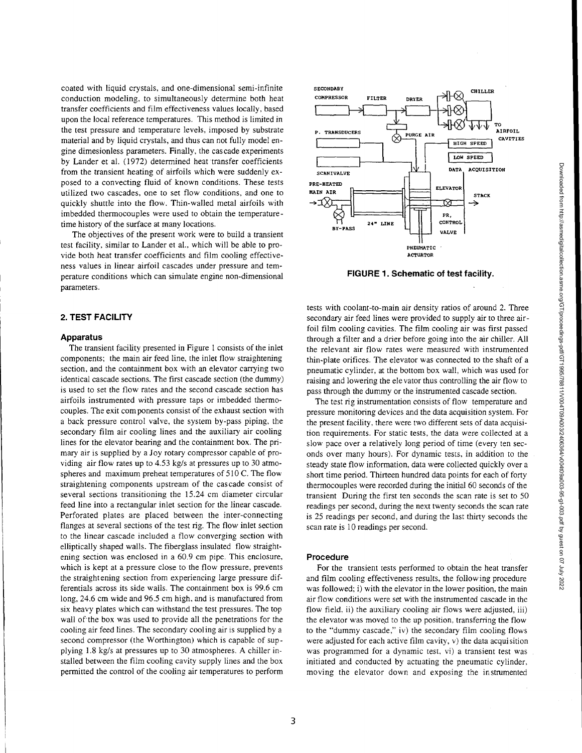coated with liquid crystals, and one-dimensional semi-infinite conduction modeling, to simultaneously determine both heat transfer coefficients and film effectiveness values locally, based upon the local reference temperatures. This method is limited in the test pressure and temperature levels, imposed by substrate material and by liquid crystals, and thus can not fully model engine dimesionless parameters. Finally, the cascade experiments by Lander et al. (1972) determined heat transfer coefficients from the transient heating of airfoils which were suddenly exposed to a convecting fluid of known conditions. These tests utilized two cascades, one to set flow conditions, and one to quickly shuttle into the flow. Thin-walled metal airfoils with imbedded thermocouples were used to obtain the temperature-time history of the surface at many locations.

The objectives of the present work were to build a transient test facility, similar to Lander et al., which will be able to provide both heat transfer coefficients and film cooling effectiveness values in linear airfoil cascades under pressure and temperature conditions which can simulate engine non-dimensional parameters.

## 2. TEST FACILITY

### Apparatus

The transient facility presented in Figure 1 consists of the inlet components; the main air feed line, the inlet flow straightening section, and the containment box with an elevator carrying two identical cascade sections. The first cascade section (the dummy) is used to set the flow rates and the second cascade section has airfoils instrumented with pressure taps or imbedded thermocouples. The exit components consist of the exhaust section with a back pressure control valve, the system by-pass piping, the secondary film air cooling lines and the auxiliary air cooling lines for the elevator bearing and the containment box. The primary air is supplied by a Joy rotary compressor capable of providing air flow rates up to 4.53 kg/s at pressures up to 30 atmospheres and maximum preheat temperatures of 510 C. The flow straightening components upstream of the cascade consist of several sections transitioning the 15.24 cm diameter circular feed line into a rectangular inlet section for the linear cascade. Perforated plates are placed between the inter-connecting flanges at several sections of the test rig. The flow inlet section to the linear cascade included a flow converging section with elliptically shaped walls. The fiberglass insulated flow straightening section was enclosed in a 60.9 cm pipe. This enclosure, which is kept at a pressure close to the flow pressure, prevents the straightening section from experiencing large pressure differentials across its side walls. The containment box is 99.6 cm long, 24.6 cm wide and 96.5 cm high, and is manufactured from six heavy plates which can withstand the test pressures. The top wall of the box was used to provide all the penetrations for the cooling air feed lines. The secondary cooling air is supplied by a second compressor (the Worthington) which is capable of supplying 1.8 kg/s at pressures up to 30 atmospheres. A chiller installed between the film cooling cavity supply lines and the box permitted the control of the cooling air temperatures to perform tests with coolant-to-main air density ratios of around 2. Three secondary air feed lines were provided to supply air to three airfoil film cooling cavities. The film cooling air was first passed through a filter and a drier before going into the air chiller. All the relevant air flow rates were measured with instrumented thin-plate orifices. The elevator was connected to the shaft of a pneumatic cylinder, at the bottom box wall, which was used for raising and lowering the elevator thus controlling the air flow to pass through the dummy or the instrumented cascade section.

SECONDARY COMPRESSOR — FILTER — DRYER — CHILLER — TO AIRFOIL CAVITIES — P. TRANSDUCERS — PURGE AIR — HIGH SPEED — LOW SPEED — DATA ACQUISITION — SCANIVALVE — PRE-HEATED MAIN AIR — ELEVATOR — STACK — PR. CONTROL VALVE — 24" LINE — BY-PASS — PNEUMATIC ACTUATOR

**FIGURE 1. Schematic of test facility.**

The test rig instrumentation consists of flow temperature and pressure monitoring devices and the data acquisition system. For the present facility, there were two different sets of data acquisition requirements. For static tests, the data were collected at a slow pace over a relatively long period of time (every ten seconds over many hours). For dynamic tests, in addition to the steady state flow information, data were collected quickly over a short time period. Thirteen hundred data points for each of forty thermocouples were recorded during the initial 60 seconds of the transient During the first ten seconds the scan rate is set to 50 readings per second, during the next twenty seconds the scan rate is 25 readings per second, and during the last thirty seconds the scan rate is 10 readings per second.

### Procedure

For the transient tests performed to obtain the heat transfer and film cooling effectiveness results, the following procedure was followed; i) with the elevator in the lower position, the main air flow conditions were set with the instrumented cascade in the flow field. ii) the auxiliary cooling air flows were adjusted, iii) the elevator was moved to the up position, transferring the flow to the "dummy cascade," iv) the secondary film cooling flows were adjusted for each active film cavity, v) the data acquisition was programmed for a dynamic test, vi) a transient test was initiated and conducted by actuating the pneumatic cylinder, moving the elevator down and exposing the instrumented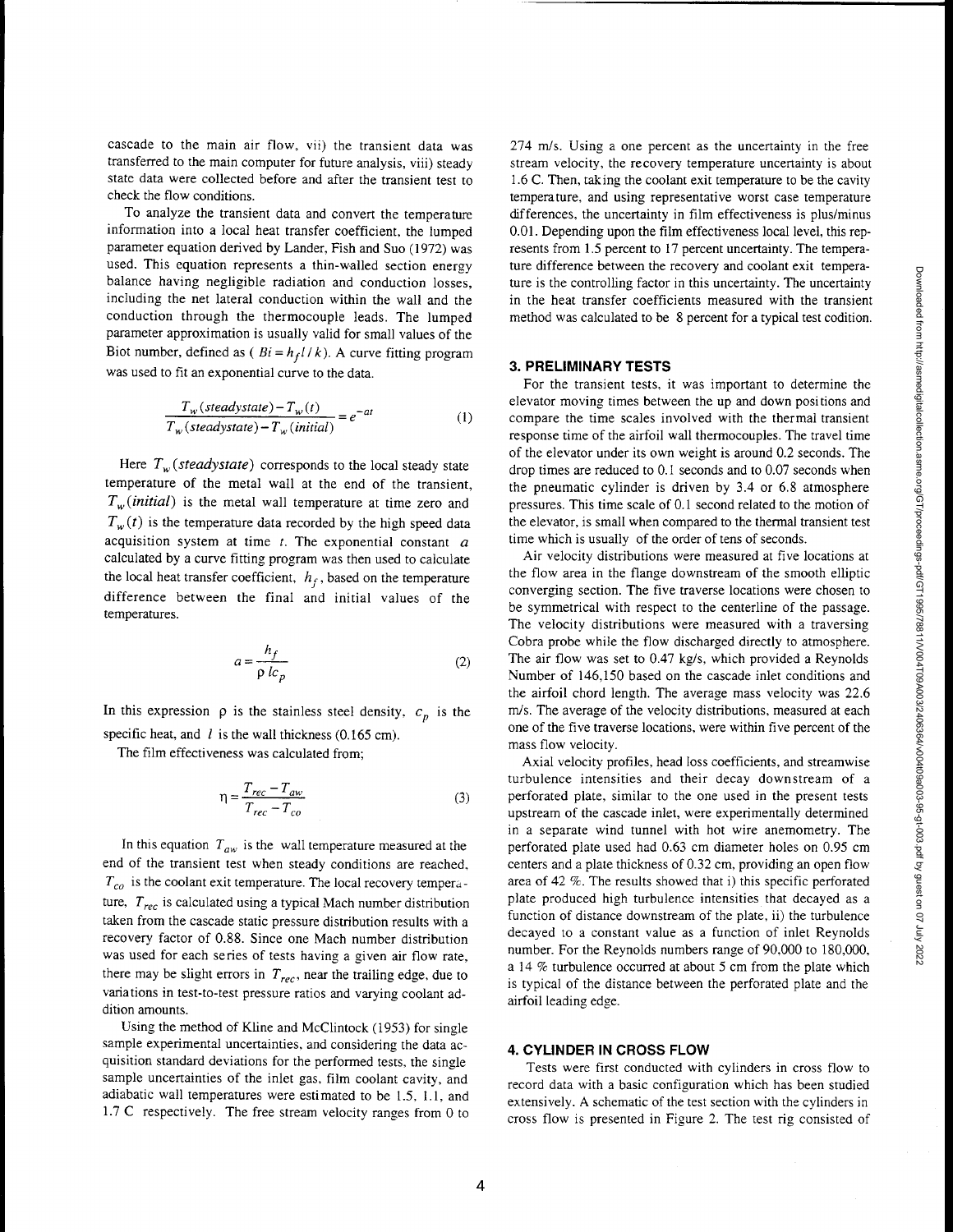cascade to the main air flow, vii) the transient data was transferred to the main computer for future analysis, viii) steady state data were collected before and after the transient test to check the flow conditions.

To analyze the transient data and convert the temperature information into a local heat transfer coefficient, the lumped parameter equation derived by Lander, Fish and Suo (1972) was used. This equation represents a thin-walled section energy balance having negligible radiation and conduction losses, including the net lateral conduction within the wall and the conduction through the thermocouple leads. The lumped parameter approximation is usually valid for small values of the Biot number, defined as ( $Bi = h_f l / k$). A curve fitting program was used to fit an exponential curve to the data.

$$\frac{T_w(steadystate) - T_w(t)}{T_w(steadystate) - T_w(initial)} = e^{-at} \qquad (1)$$

Here $T_w(steadystate)$ corresponds to the local steady state temperature of the metal wall at the end of the transient, $T_w(initial)$ is the metal wall temperature at time zero and $T_w(t)$ is the temperature data recorded by the high speed data acquisition system at time $t$. The exponential constant $a$ calculated by a curve fitting program was then used to calculate the local heat transfer coefficient, $h_f$, based on the temperature difference between the final and initial values of the temperatures.

$$a = \frac{h_f}{\rho \, l c_p} \qquad (2)$$

In this expression $\rho$ is the stainless steel density, $c_p$ is the specific heat, and $l$ is the wall thickness (0.165 cm).

The film effectiveness was calculated from;

$$\eta = \frac{T_{rec} - T_{aw}}{T_{rec} - T_{co}} \qquad (3)$$

In this equation $T_{aw}$ is the wall temperature measured at the end of the transient test when steady conditions are reached, $T_{co}$ is the coolant exit temperature. The local recovery temperature, $T_{rec}$ is calculated using a typical Mach number distribution taken from the cascade static pressure distribution results with a recovery factor of 0.88. Since one Mach number distribution was used for each series of tests having a given air flow rate, there may be slight errors in $T_{rec}$, near the trailing edge, due to variations in test-to-test pressure ratios and varying coolant addition amounts.

Using the method of Kline and McClintock (1953) for single sample experimental uncertainties, and considering the data acquisition standard deviations for the performed tests, the single sample uncertainties of the inlet gas, film coolant cavity, and adiabatic wall temperatures were estimated to be 1.5, 1.1, and 1.7 C respectively. The free stream velocity ranges from 0 to 274 m/s. Using a one percent as the uncertainty in the free stream velocity, the recovery temperature uncertainty is about 1.6 C. Then, taking the coolant exit temperature to be the cavity temperature, and using representative worst case temperature differences, the uncertainty in film effectiveness is plus/minus 0.01. Depending upon the film effectiveness local level, this represents from 1.5 percent to 17 percent uncertainty. The temperature difference between the recovery and coolant exit temperature is the controlling factor in this uncertainty. The uncertainty in the heat transfer coefficients measured with the transient method was calculated to be 8 percent for a typical test codition.

## 3. PRELIMINARY TESTS

For the transient tests, it was important to determine the elevator moving times between the up and down positions and compare the time scales involved with the thermal transient response time of the airfoil wall thermocouples. The travel time of the elevator under its own weight is around 0.2 seconds. The drop times are reduced to 0.1 seconds and to 0.07 seconds when the pneumatic cylinder is driven by 3.4 or 6.8 atmosphere pressures. This time scale of 0.1 second related to the motion of the elevator, is small when compared to the thermal transient test time which is usually of the order of tens of seconds.

Air velocity distributions were measured at five locations at the flow area in the flange downstream of the smooth elliptic converging section. The five traverse locations were chosen to be symmetrical with respect to the centerline of the passage. The velocity distributions were measured with a traversing Cobra probe while the flow discharged directly to atmosphere. The air flow was set to 0.47 kg/s, which provided a Reynolds Number of 146,150 based on the cascade inlet conditions and the airfoil chord length. The average mass velocity was 22.6 m/s. The average of the velocity distributions, measured at each one of the five traverse locations, were within five percent of the mass flow velocity.

Axial velocity profiles, head loss coefficients, and streamwise turbulence intensities and their decay downstream of a perforated plate, similar to the one used in the present tests upstream of the cascade inlet, were experimentally determined in a separate wind tunnel with hot wire anemometry. The perforated plate used had 0.63 cm diameter holes on 0.95 cm centers and a plate thickness of 0.32 cm, providing an open flow area of 42 %. The results showed that i) this specific perforated plate produced high turbulence intensities that decayed as a function of distance downstream of the plate, ii) the turbulence decayed to a constant value as a function of inlet Reynolds number. For the Reynolds numbers range of 90,000 to 180,000, a 14 % turbulence occurred at about 5 cm from the plate which is typical of the distance between the perforated plate and the airfoil leading edge.

## 4. CYLINDER IN CROSS FLOW

Tests were first conducted with cylinders in cross flow to record data with a basic configuration which has been studied extensively. A schematic of the test section with the cylinders in cross flow is presented in Figure 2. The test rig consisted of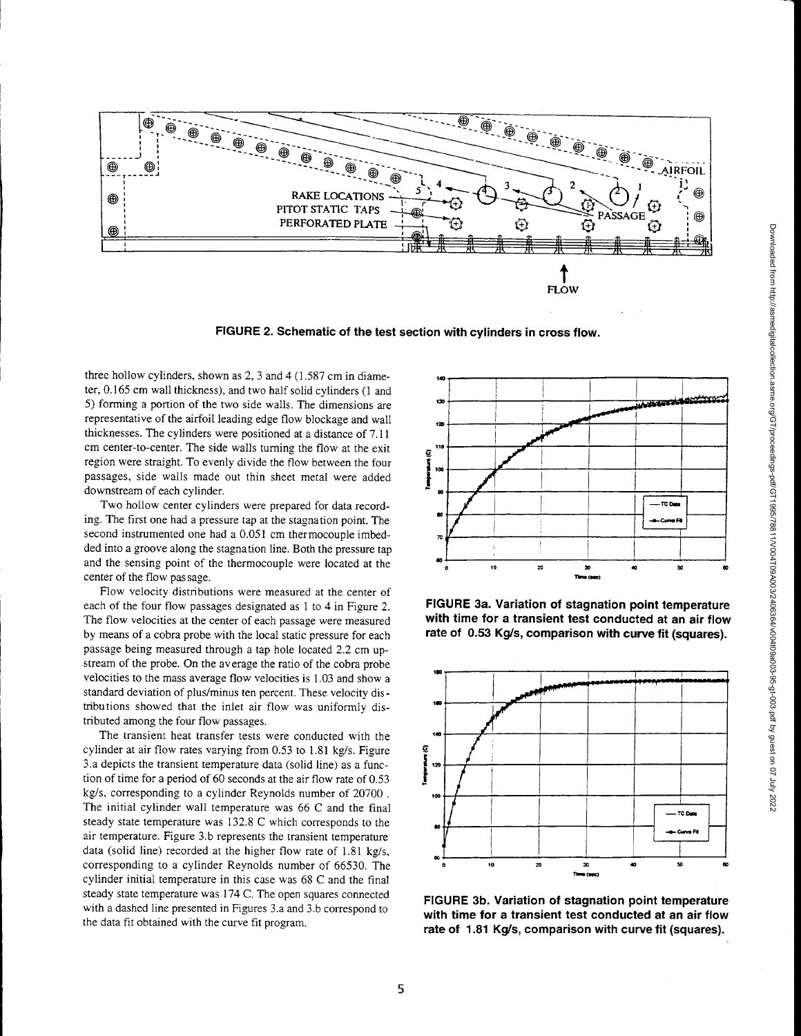FIGURE 2. Schematic of the test section with cylinders in cross flow.

three hollow cylinders, shown as 2, 3 and 4 (1.587 cm in diameter, 0.165 cm wall thickness), and two half solid cylinders (1 and 5) forming a portion of the two side walls. The dimensions are representative of the airfoil leading edge flow blockage and wall thicknesses. The cylinders were positioned at a distance of 7.11 cm center-to-center. The side walls turning the flow at the exit region were straight. To evenly divide the flow between the four passages, side walls made out thin sheet metal were added downstream of each cylinder.

Two hollow center cylinders were prepared for data recording. The first one had a pressure tap at the stagnation point. The second instrumented one had a 0.051 cm thermocouple imbedded into a groove along the stagnation line. Both the pressure tap and the sensing point of the thermocouple were located at the center of the flow passage.

Flow velocity distributions were measured at the center of each of the four flow passages designated as 1 to 4 in Figure 2. The flow velocities at the center of each passage were measured by means of a cobra probe with the local static pressure for each passage being measured through a tap hole located 2.2 cm upstream of the probe. On the average the ratio of the cobra probe velocities to the mass average flow velocities is 1.03 and show a standard deviation of plus/minus ten percent. These velocity distributions showed that the inlet air flow was uniformly distributed among the four flow passages.

The transient heat transfer tests were conducted with the cylinder at air flow rates varying from 0.53 to 1.81 kg/s. Figure 3.a depicts the transient temperature data (solid line) as a function of time for a period of 60 seconds at the air flow rate of 0.53 kg/s, corresponding to a cylinder Reynolds number of 20700 . The initial cylinder wall temperature was 66 C and the final steady state temperature was 132.8 C which corresponds to the air temperature. Figure 3.b represents the transient temperature data (solid line) recorded at the higher flow rate of 1.81 kg/s, corresponding to a cylinder Reynolds number of 66530. The cylinder initial temperature in this case was 68 C and the final steady state temperature was 174 C. The open squares connected with a dashed line presented in Figures 3.a and 3.b correspond to the data fit obtained with the curve fit program.

FIGURE 3a. Variation of stagnation point temperature with time for a transient test conducted at an air flow rate of 0.53 Kg/s, comparison with curve fit (squares).

FIGURE 3b. Variation of stagnation point temperature with time for a transient test conducted at an air flow rate of 1.81 Kg/s, comparison with curve fit (squares).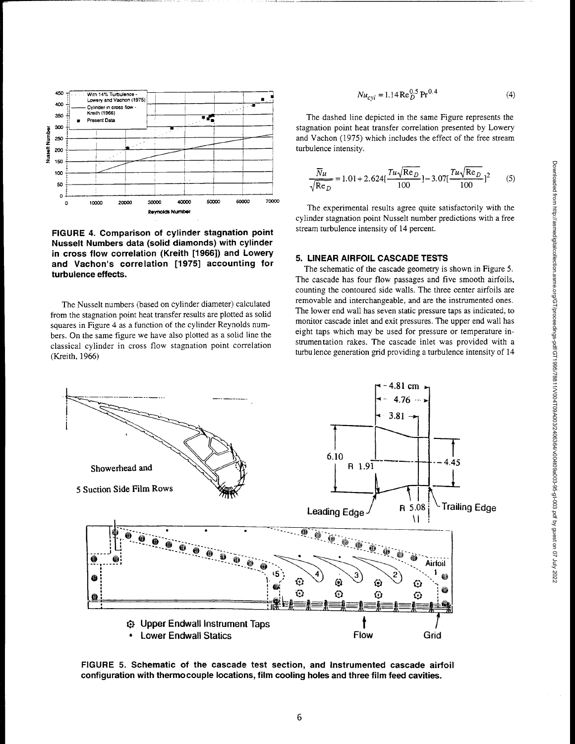FIGURE 4. Comparison of cylinder stagnation point Nusselt Numbers data (solid diamonds) with cylinder in cross flow correlation (Kreith [1966]) and Lowery and Vachon's correlation [1975] accounting for turbulence effects.

The Nusselt numbers (based on cylinder diameter) calculated from the stagnation point heat transfer results are plotted as solid squares in Figure 4 as a function of the cylinder Reynolds numbers. On the same figure we have also plotted as a solid line the classical cylinder in cross flow stagnation point correlation (Kreith, 1966)

$$Nu_{cyl} = 1.14 \mathrm{Re}_D^{0.5} \mathrm{Pr}^{0.4} \tag{4}$$

The dashed line depicted in the same Figure represents the stagnation point heat transfer correlation presented by Lowery and Vachon (1975) which includes the effect of the free stream turbulence intensity.

$$\frac{\overline{Nu}}{\sqrt{\mathrm{Re}_D}} = 1.01 + 2.624\left[\frac{Tu\sqrt{\mathrm{Re}_D}}{100}\right] - 3.07\left[\frac{Tu\sqrt{\mathrm{Re}_D}}{100}\right]^2 \tag{5}$$

The experimental results agree quite satisfactorily with the cylinder stagnation point Nusselt number predictions with a free stream turbulence intensity of 14 percent.

## 5. LINEAR AIRFOIL CASCADE TESTS

The schematic of the cascade geometry is shown in Figure 5. The cascade has four flow passages and five smooth airfoils, counting the contoured side walls. The three center airfoils are removable and interchangeable, and are the instrumented ones. The lower end wall has seven static pressure taps as indicated, to monitor cascade inlet and exit pressures. The upper end wall has eight taps which may be used for pressure or temperature instrumentation rakes. The cascade inlet was provided with a turbulence generation grid providing a turbulence intensity of 14

FIGURE 5. Schematic of the cascade test section, and Instrumented cascade airfoil configuration with thermocouple locations, film cooling holes and three film feed cavities.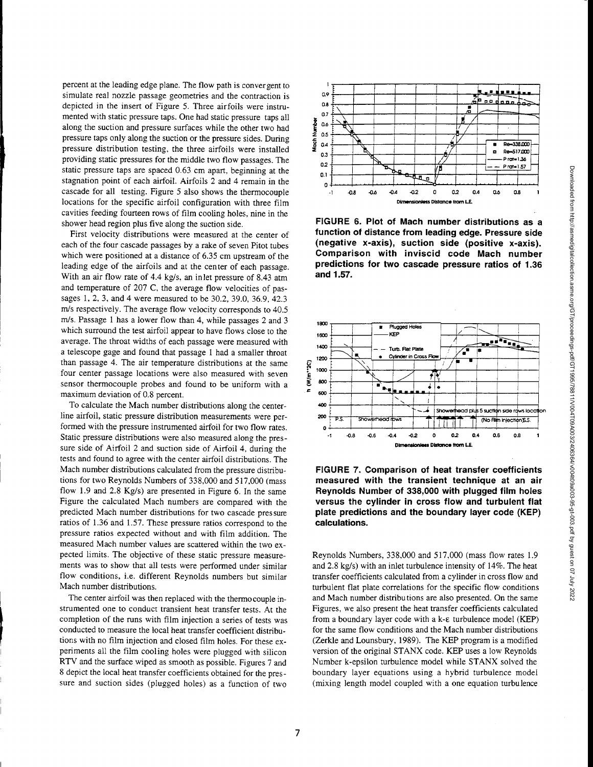percent at the leading edge plane. The flow path is convergent to simulate real nozzle passage geometries and the contraction is depicted in the insert of Figure 5. Three airfoils were instrumented with static pressure taps. One had static pressure taps all along the suction and pressure surfaces while the other two had pressure taps only along the suction or the pressure sides. During pressure distribution testing, the three airfoils were installed providing static pressures for the middle two flow passages. The static pressure taps are spaced 0.63 cm apart, beginning at the stagnation point of each airfoil. Airfoils 2 and 4 remain in the cascade for all testing. Figure 5 also shows the thermocouple locations for the specific airfoil configuration with three film cavities feeding fourteen rows of film cooling holes, nine in the shower head region plus five along the suction side.

First velocity distributions were measured at the center of each of the four cascade passages by a rake of seven Pitot tubes which were positioned at a distance of 6.35 cm upstream of the leading edge of the airfoils and at the center of each passage. With an air flow rate of 4.4 kg/s, an inlet pressure of 8.43 atm and temperature of 207 C, the average flow velocities of passages 1, 2, 3, and 4 were measured to be 30.2, 39.0, 36.9, 42.3 m/s respectively. The average flow velocity corresponds to 40.5 m/s. Passage 1 has a lower flow than 4, while passages 2 and 3 which surround the test airfoil appear to have flows close to the average. The throat widths of each passage were measured with a telescope gage and found that passage 1 had a smaller throat than passage 4. The air temperature distributions at the same four center passage locations were also measured with seven sensor thermocouple probes and found to be uniform with a maximum deviation of 0.8 percent.

To calculate the Mach number distributions along the centerline airfoil, static pressure distribution measurements were performed with the pressure instrumented airfoil for two flow rates. Static pressure distributions were also measured along the pressure side of Airfoil 2 and suction side of Airfoil 4, during the tests and found to agree with the center airfoil distributions. The Mach number distributions calculated from the pressure distributions for two Reynolds Numbers of 338,000 and 517,000 (mass flow 1.9 and 2.8 Kg/s) are presented in Figure 6. In the same Figure the calculated Mach numbers are compared with the predicted Mach number distributions for two cascade pressure ratios of 1.36 and 1.57. These pressure ratios correspond to the pressure ratios expected without and with film addition. The measured Mach number values are scattered within the two expected limits. The objective of these static pressure measurements was to show that all tests were performed under similar flow conditions, i.e. different Reynolds numbers but similar Mach number distributions.

The center airfoil was then replaced with the thermocouple instrumented one to conduct transient heat transfer tests. At the completion of the runs with film injection a series of tests was conducted to measure the local heat transfer coefficient distributions with no film injection and closed film holes. For these experiments all the film cooling holes were plugged with silicon RTV and the surface wiped as smooth as possible. Figures 7 and 8 depict the local heat transfer coefficients obtained for the pressure and suction sides (plugged holes) as a function of two

**FIGURE 6. Plot of Mach number distributions as a function of distance from leading edge. Pressure side (negative x-axis), suction side (positive x-axis). Comparison with inviscid code Mach number predictions for two cascade pressure ratios of 1.36 and 1.57.**

**FIGURE 7. Comparison of heat transfer coefficients measured with the transient technique at an air Reynolds Number of 338,000 with plugged film holes versus the cylinder in cross flow and turbulent flat plate predictions and the boundary layer code (KEP) calculations.**

Reynolds Numbers, 338,000 and 517,000 (mass flow rates 1.9 and 2.8 kg/s) with an inlet turbulence intensity of 14%. The heat transfer coefficients calculated from a cylinder in cross flow and turbulent flat plate correlations for the specific flow conditions and Mach number distributions are also presented. On the same Figures, we also present the heat transfer coefficients calculated from a boundary layer code with a k-ε turbulence model (KEP) for the same flow conditions and the Mach number distributions (Zerkle and Lounsbury, 1989). The KEP program is a modified version of the original STANX code. KEP uses a low Reynolds Number k-epsilon turbulence model while STANX solved the boundary layer equations using a hybrid turbulence model (mixing length model coupled with a one equation turbulence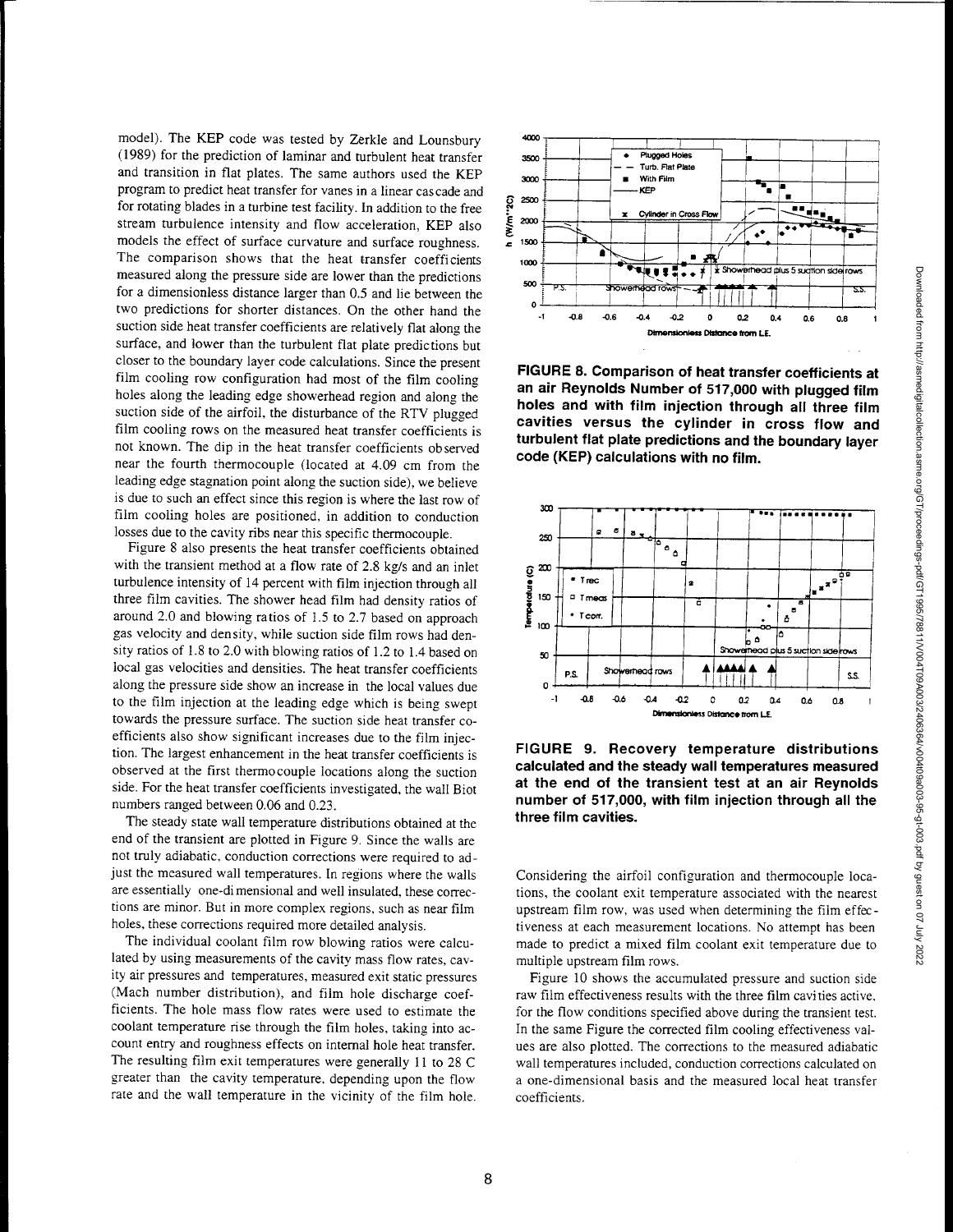model). The KEP code was tested by Zerkle and Lounsbury (1989) for the prediction of laminar and turbulent heat transfer and transition in flat plates. The same authors used the KEP program to predict heat transfer for vanes in a linear cascade and for rotating blades in a turbine test facility. In addition to the free stream turbulence intensity and flow acceleration, KEP also models the effect of surface curvature and surface roughness. The comparison shows that the heat transfer coefficients measured along the pressure side are lower than the predictions for a dimensionless distance larger than 0.5 and lie between the two predictions for shorter distances. On the other hand the suction side heat transfer coefficients are relatively flat along the surface, and lower than the turbulent flat plate predictions but closer to the boundary layer code calculations. Since the present film cooling row configuration had most of the film cooling holes along the leading edge showerhead region and along the suction side of the airfoil, the disturbance of the RTV plugged film cooling rows on the measured heat transfer coefficients is not known. The dip in the heat transfer coefficients observed near the fourth thermocouple (located at 4.09 cm from the leading edge stagnation point along the suction side), we believe is due to such an effect since this region is where the last row of film cooling holes are positioned, in addition to conduction losses due to the cavity ribs near this specific thermocouple.

Figure 8 also presents the heat transfer coefficients obtained with the transient method at a flow rate of 2.8 kg/s and an inlet turbulence intensity of 14 percent with film injection through all three film cavities. The shower head film had density ratios of around 2.0 and blowing ratios of 1.5 to 2.7 based on approach gas velocity and density, while suction side film rows had density ratios of 1.8 to 2.0 with blowing ratios of 1.2 to 1.4 based on local gas velocities and densities. The heat transfer coefficients along the pressure side show an increase in the local values due to the film injection at the leading edge which is being swept towards the pressure surface. The suction side heat transfer coefficients also show significant increases due to the film injection. The largest enhancement in the heat transfer coefficients is observed at the first thermocouple locations along the suction side. For the heat transfer coefficients investigated, the wall Biot numbers ranged between 0.06 and 0.23.

The steady state wall temperature distributions obtained at the end of the transient are plotted in Figure 9. Since the walls are not truly adiabatic, conduction corrections were required to adjust the measured wall temperatures. In regions where the walls are essentially one-dimensional and well insulated, these corrections are minor. But in more complex regions, such as near film holes, these corrections required more detailed analysis.

The individual coolant film row blowing ratios were calculated by using measurements of the cavity mass flow rates, cavity air pressures and temperatures, measured exit static pressures (Mach number distribution), and film hole discharge coefficients. The hole mass flow rates were used to estimate the coolant temperature rise through the film holes, taking into account entry and roughness effects on internal hole heat transfer. The resulting film exit temperatures were generally 11 to 28 C greater than the cavity temperature, depending upon the flow rate and the wall temperature in the vicinity of the film hole.

**FIGURE 8. Comparison of heat transfer coefficients at an air Reynolds Number of 517,000 with plugged film holes and with film injection through all three film cavities versus the cylinder in cross flow and turbulent flat plate predictions and the boundary layer code (KEP) calculations with no film.**

**FIGURE 9. Recovery temperature distributions calculated and the steady wall temperatures measured at the end of the transient test at an air Reynolds number of 517,000, with film injection through all the three film cavities.**

Considering the airfoil configuration and thermocouple locations, the coolant exit temperature associated with the nearest upstream film row, was used when determining the film effectiveness at each measurement locations. No attempt has been made to predict a mixed film coolant exit temperature due to multiple upstream film rows.

Figure 10 shows the accumulated pressure and suction side raw film effectiveness results with the three film cavities active, for the flow conditions specified above during the transient test. In the same Figure the corrected film cooling effectiveness values are also plotted. The corrections to the measured adiabatic wall temperatures included, conduction corrections calculated on a one-dimensional basis and the measured local heat transfer coefficients.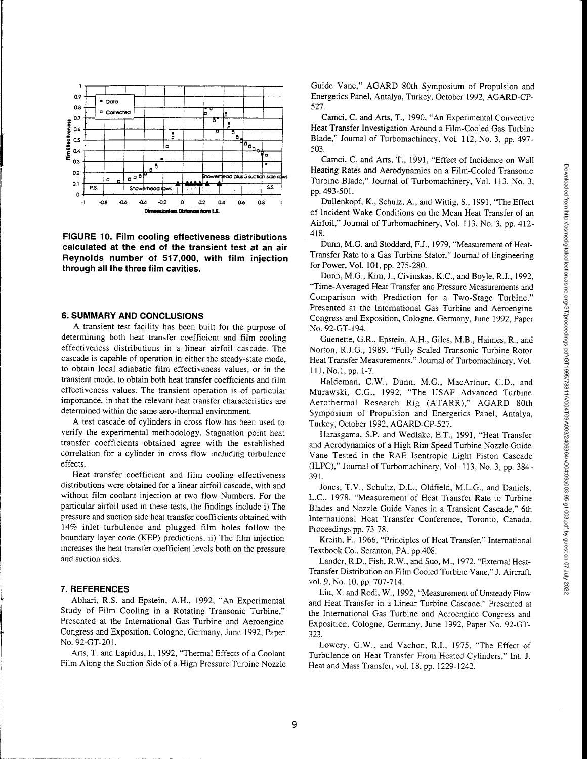FIGURE 10. Film cooling effectiveness distributions calculated at the end of the transient test at an air Reynolds number of 517,000, with film injection through all the three film cavities.

## 6. SUMMARY AND CONCLUSIONS

A transient test facility has been built for the purpose of determining both heat transfer coefficient and film cooling effectiveness distributions in a linear airfoil cascade. The cascade is capable of operation in either the steady-state mode, to obtain local adiabatic film effectiveness values, or in the transient mode, to obtain both heat transfer coefficients and film effectiveness values. The transient operation is of particular importance, in that the relevant heat transfer characteristics are determined within the same aero-thermal environment.

A test cascade of cylinders in cross flow has been used to verify the experimental methodology. Stagnation point heat transfer coefficients obtained agree with the established correlation for a cylinder in cross flow including turbulence effects.

Heat transfer coefficient and film cooling effectiveness distributions were obtained for a linear airfoil cascade, with and without film coolant injection at two flow Numbers. For the particular airfoil used in these tests, the findings include i) The pressure and suction side heat transfer coefficients obtained with 14% inlet turbulence and plugged film holes follow the boundary layer code (KEP) predictions, ii) The film injection increases the heat transfer coefficient levels both on the pressure and suction sides.

## 7. REFERENCES

Abhari, R.S. and Epstein, A.H., 1992, "An Experimental Study of Film Cooling in a Rotating Transonic Turbine," Presented at the International Gas Turbine and Aeroengine Congress and Exposition, Cologne, Germany, June 1992, Paper No. 92-GT-201.

Arts, T. and Lapidus, I., 1992, "Thermal Effects of a Coolant Film Along the Suction Side of a High Pressure Turbine Nozzle Guide Vane," AGARD 80th Symposium of Propulsion and Energetics Panel, Antalya, Turkey, October 1992, AGARD-CP-527.

Camci, C. and Arts, T., 1990, "An Experimental Convective Heat Transfer Investigation Around a Film-Cooled Gas Turbine Blade," Journal of Turbomachinery, Vol. 112, No. 3, pp. 497-503.

Camci, C. and Arts, T., 1991, "Effect of Incidence on Wall Heating Rates and Aerodynamics on a Film-Cooled Transonic Turbine Blade," Journal of Turbomachinery, Vol. 113, No. 3, pp. 493-501.

Dullenkopf, K., Schulz, A., and Wittig, S., 1991, "The Effect of Incident Wake Conditions on the Mean Heat Transfer of an Airfoil," Journal of Turbomachinery, Vol. 113, No. 3, pp. 412-418.

Dunn, M.G. and Stoddard, F.J., 1979, "Measurement of Heat-Transfer Rate to a Gas Turbine Stator," Journal of Engineering for Power, Vol. 101, pp. 275-280.

Dunn, M.G., Kim, J., Civinskas, K.C., and Boyle, R.J., 1992, "Time-Averaged Heat Transfer and Pressure Measurements and Comparison with Prediction for a Two-Stage Turbine," Presented at the International Gas Turbine and Aeroengine Congress and Exposition, Cologne, Germany, June 1992, Paper No. 92-GT-194.

Guenette, G.R., Epstein, A.H., Giles, M.B., Haimes, R., and Norton, R.J.G., 1989, "Fully Scaled Transonic Turbine Rotor Heat Transfer Measurements," Journal of Turbomachinery, Vol. 111, No.1, pp. 1-7.

Haldeman, C.W., Dunn, M.G., MacArthur, C.D., and Murawski, C.G., 1992, "The USAF Advanced Turbine Aerothermal Research Rig (ATARR)," AGARD 80th Symposium of Propulsion and Energetics Panel, Antalya, Turkey, October 1992, AGARD-CP-527.

Harasgama, S.P. and Wedlake, E.T., 1991, "Heat Transfer and Aerodynamics of a High Rim Speed Turbine Nozzle Guide Vane Tested in the RAE Isentropic Light Piston Cascade (ILPC)," Journal of Turbomachinery, Vol. 113, No. 3, pp. 384-391.

Jones, T.V., Schultz, D.L., Oldfield, M.L.G., and Daniels, L.C., 1978, "Measurement of Heat Transfer Rate to Turbine Blades and Nozzle Guide Vanes in a Transient Cascade," 6th International Heat Transfer Conference, Toronto, Canada, Proceedings pp. 73-78.

Kreith, F., 1966, "Principles of Heat Transfer," International Textbook Co., Scranton, PA, pp.408.

Lander, R.D., Fish, R.W., and Suo, M., 1972, "External Heat-Transfer Distribution on Film Cooled Turbine Vane," J. Aircraft, vol. 9, No. 10, pp. 707-714.

Liu, X. and Rodi, W., 1992, "Measurement of Unsteady Flow and Heat Transfer in a Linear Turbine Cascade," Presented at the International Gas Turbine and Aeroengine Congress and Exposition, Cologne, Germany, June 1992, Paper No. 92-GT-323.

Lowery, G.W., and Vachon, R.I., 1975, "The Effect of Turbulence on Heat Transfer From Heated Cylinders," Int. J. Heat and Mass Transfer, vol. 18, pp. 1229-1242.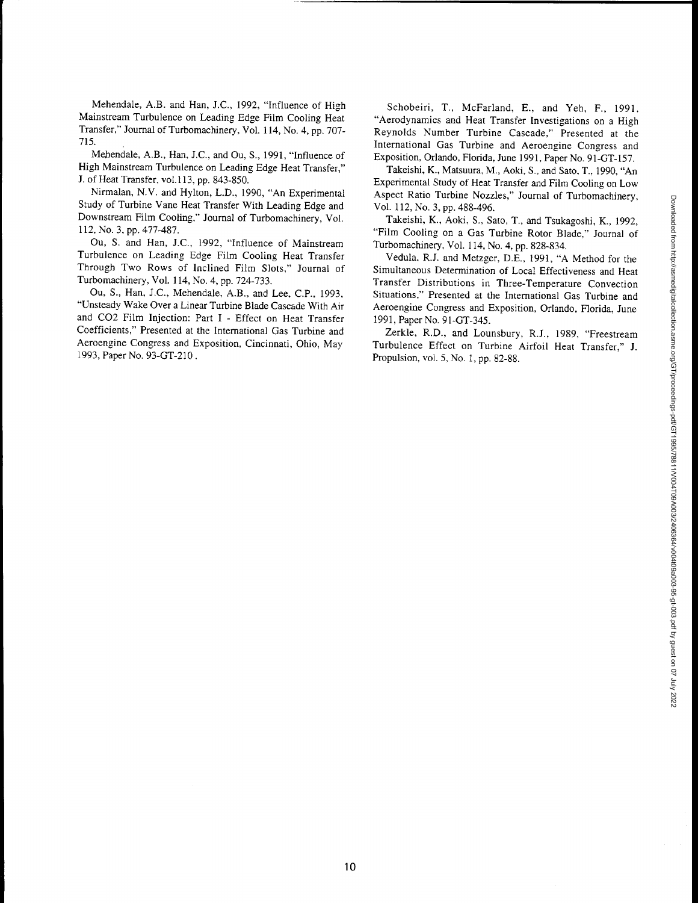Mehendale, A.B. and Han, J.C., 1992, "Influence of High Mainstream Turbulence on Leading Edge Film Cooling Heat Transfer," Journal of Turbomachinery, Vol. 114, No. 4, pp. 707-715.

Mehendale, A.B., Han, J.C., and Ou, S., 1991, "Influence of High Mainstream Turbulence on Leading Edge Heat Transfer," J. of Heat Transfer, vol.113, pp. 843-850.

Nirmalan, N.V. and Hylton, L.D., 1990, "An Experimental Study of Turbine Vane Heat Transfer With Leading Edge and Downstream Film Cooling," Journal of Turbomachinery, Vol. 112, No. 3, pp. 477-487.

Ou, S. and Han, J.C., 1992, "Influence of Mainstream Turbulence on Leading Edge Film Cooling Heat Transfer Through Two Rows of Inclined Film Slots," Journal of Turbomachinery, Vol. 114, No. 4, pp. 724-733.

Ou, S., Han, J.C., Mehendale, A.B., and Lee, C.P., 1993, "Unsteady Wake Over a Linear Turbine Blade Cascade With Air and CO2 Film Injection: Part I - Effect on Heat Transfer Coefficients," Presented at the International Gas Turbine and Aeroengine Congress and Exposition, Cincinnati, Ohio, May 1993, Paper No. 93-GT-210.

Schobeiri, T., McFarland, E., and Yeh, F., 1991, "Aerodynamics and Heat Transfer Investigations on a High Reynolds Number Turbine Cascade," Presented at the International Gas Turbine and Aeroengine Congress and Exposition, Orlando, Florida, June 1991, Paper No. 91-GT-157.

Takeishi, K., Matsuura, M., Aoki, S., and Sato, T., 1990, "An Experimental Study of Heat Transfer and Film Cooling on Low Aspect Ratio Turbine Nozzles," Journal of Turbomachinery, Vol. 112, No. 3, pp. 488-496.

Takeishi, K., Aoki, S., Sato, T., and Tsukagoshi, K., 1992, "Film Cooling on a Gas Turbine Rotor Blade," Journal of Turbomachinery, Vol. 114, No. 4, pp. 828-834.

Vedula, R.J. and Metzger, D.E., 1991, "A Method for the Simultaneous Determination of Local Effectiveness and Heat Transfer Distributions in Three-Temperature Convection Situations," Presented at the International Gas Turbine and Aeroengine Congress and Exposition, Orlando, Florida, June 1991, Paper No. 91-GT-345.

Zerkle, R.D., and Lounsbury, R.J., 1989, "Freestream Turbulence Effect on Turbine Airfoil Heat Transfer," J. Propulsion, vol. 5, No. 1, pp. 82-88.